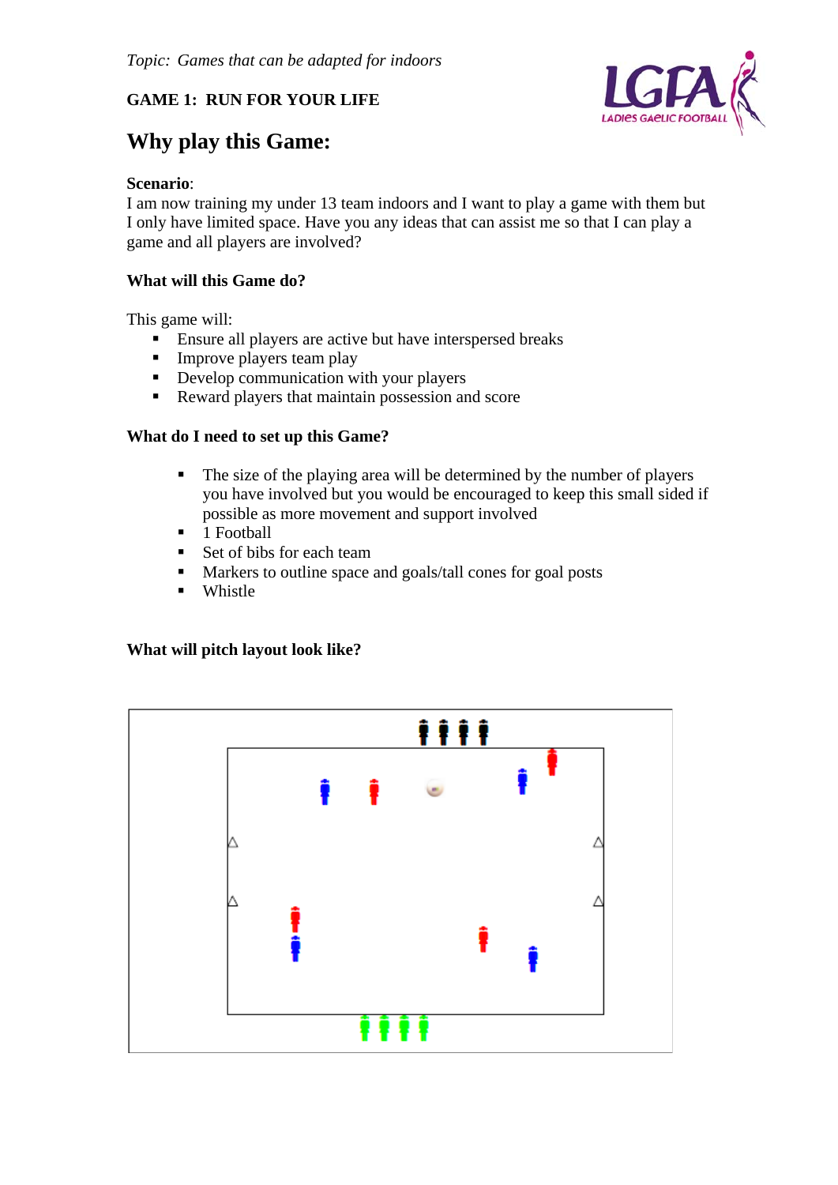*Topic: Games that can be adapted for indoors*

**GAME 1: RUN FOR YOUR LIFE**

# Why play this Game:

**Scenario**:
I am now training my under 13 team indoors and I want to play a game with them but I only have limited space. Have you any ideas that can assist me so that I can play a game and all players are involved?

**What will this Game do?**

This game will:

- Ensure all players are active but have interspersed breaks
- Improve players team play
- Develop communication with your players
- Reward players that maintain possession and score

**What do I need to set up this Game?**

- The size of the playing area will be determined by the number of players you have involved but you would be encouraged to keep this small sided if possible as more movement and support involved
- 1 Football
- Set of bibs for each team
- Markers to outline space and goals/tall cones for goal posts
- Whistle

**What will pitch layout look like?**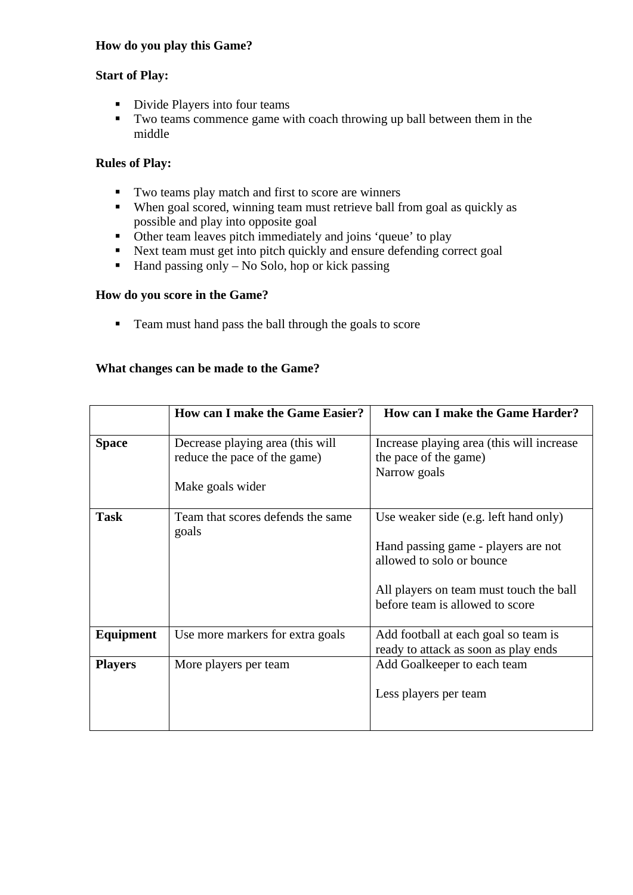**How do you play this Game?**

**Start of Play:**

- Divide Players into four teams
- Two teams commence game with coach throwing up ball between them in the middle

**Rules of Play:**

- Two teams play match and first to score are winners
- When goal scored, winning team must retrieve ball from goal as quickly as possible and play into opposite goal
- Other team leaves pitch immediately and joins 'queue' to play
- Next team must get into pitch quickly and ensure defending correct goal
- Hand passing only – No Solo, hop or kick passing

**How do you score in the Game?**

- Team must hand pass the ball through the goals to score

**What changes can be made to the Game?**

| | **How can I make the Game Easier?** | **How can I make the Game Harder?** |
|---|---|---|
| **Space** | Decrease playing area (this will reduce the pace of the game)<br><br>Make goals wider | Increase playing area (this will increase the pace of the game)<br>Narrow goals |
| **Task** | Team that scores defends the same goals | Use weaker side (e.g. left hand only)<br><br>Hand passing game - players are not allowed to solo or bounce<br><br>All players on team must touch the ball before team is allowed to score |
| **Equipment** | Use more markers for extra goals | Add football at each goal so team is ready to attack as soon as play ends |
| **Players** | More players per team | Add Goalkeeper to each team<br><br>Less players per team |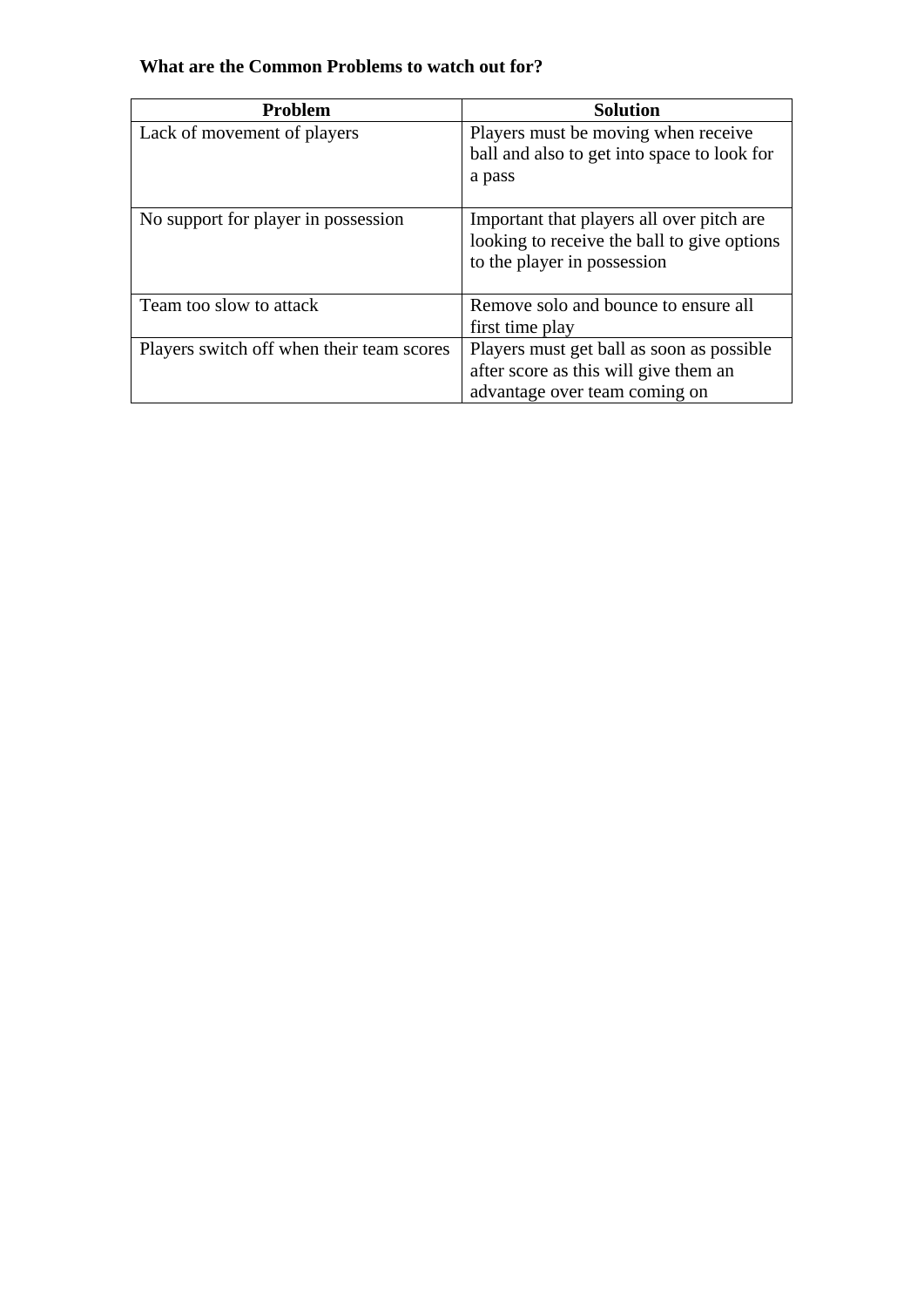**What are the Common Problems to watch out for?**

| Problem | Solution |
|---|---|
| Lack of movement of players | Players must be moving when receive ball and also to get into space to look for a pass |
| No support for player in possession | Important that players all over pitch are looking to receive the ball to give options to the player in possession |
| Team too slow to attack | Remove solo and bounce to ensure all first time play |
| Players switch off when their team scores | Players must get ball as soon as possible after score as this will give them an advantage over team coming on |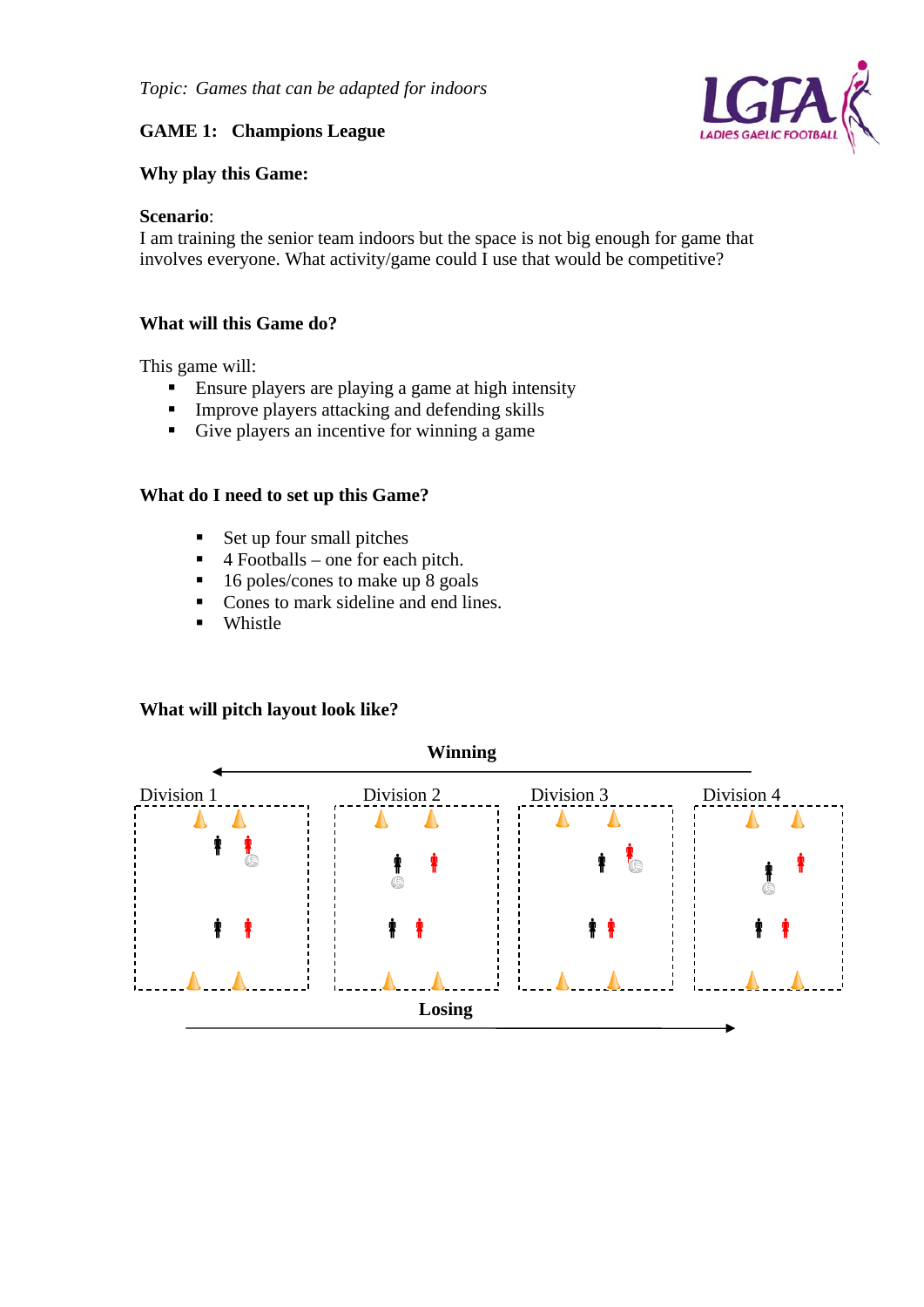*Topic: Games that can be adapted for indoors*

**GAME 1: Champions League**

**Why play this Game:**

**Scenario**:
I am training the senior team indoors but the space is not big enough for game that involves everyone. What activity/game could I use that would be competitive?

**What will this Game do?**

This game will:

- Ensure players are playing a game at high intensity
- Improve players attacking and defending skills
- Give players an incentive for winning a game

**What do I need to set up this Game?**

- Set up four small pitches
- 4 Footballs – one for each pitch.
- 16 poles/cones to make up 8 goals
- Cones to mark sideline and end lines.
- Whistle

**What will pitch layout look like?**

**Winning** ←

Division 1 | Division 2 | Division 3 | Division 4

**Losing** →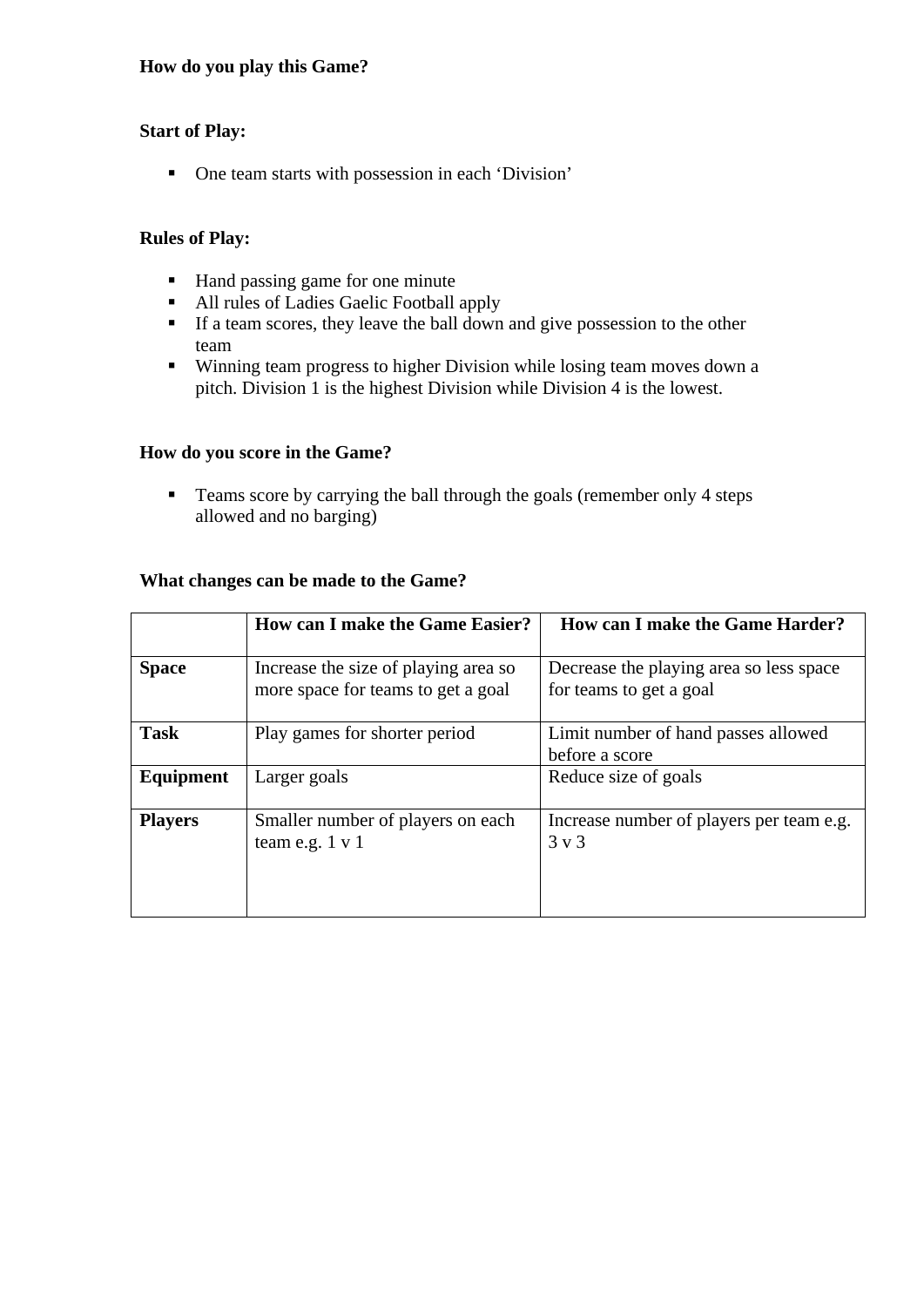**How do you play this Game?**

**Start of Play:**

- One team starts with possession in each 'Division'

**Rules of Play:**

- Hand passing game for one minute
- All rules of Ladies Gaelic Football apply
- If a team scores, they leave the ball down and give possession to the other team
- Winning team progress to higher Division while losing team moves down a pitch. Division 1 is the highest Division while Division 4 is the lowest.

**How do you score in the Game?**

- Teams score by carrying the ball through the goals (remember only 4 steps allowed and no barging)

**What changes can be made to the Game?**

| | **How can I make the Game Easier?** | **How can I make the Game Harder?** |
|---|---|---|
| **Space** | Increase the size of playing area so more space for teams to get a goal | Decrease the playing area so less space for teams to get a goal |
| **Task** | Play games for shorter period | Limit number of hand passes allowed before a score |
| **Equipment** | Larger goals | Reduce size of goals |
| **Players** | Smaller number of players on each team e.g. 1 v 1 | Increase number of players per team e.g. 3 v 3 |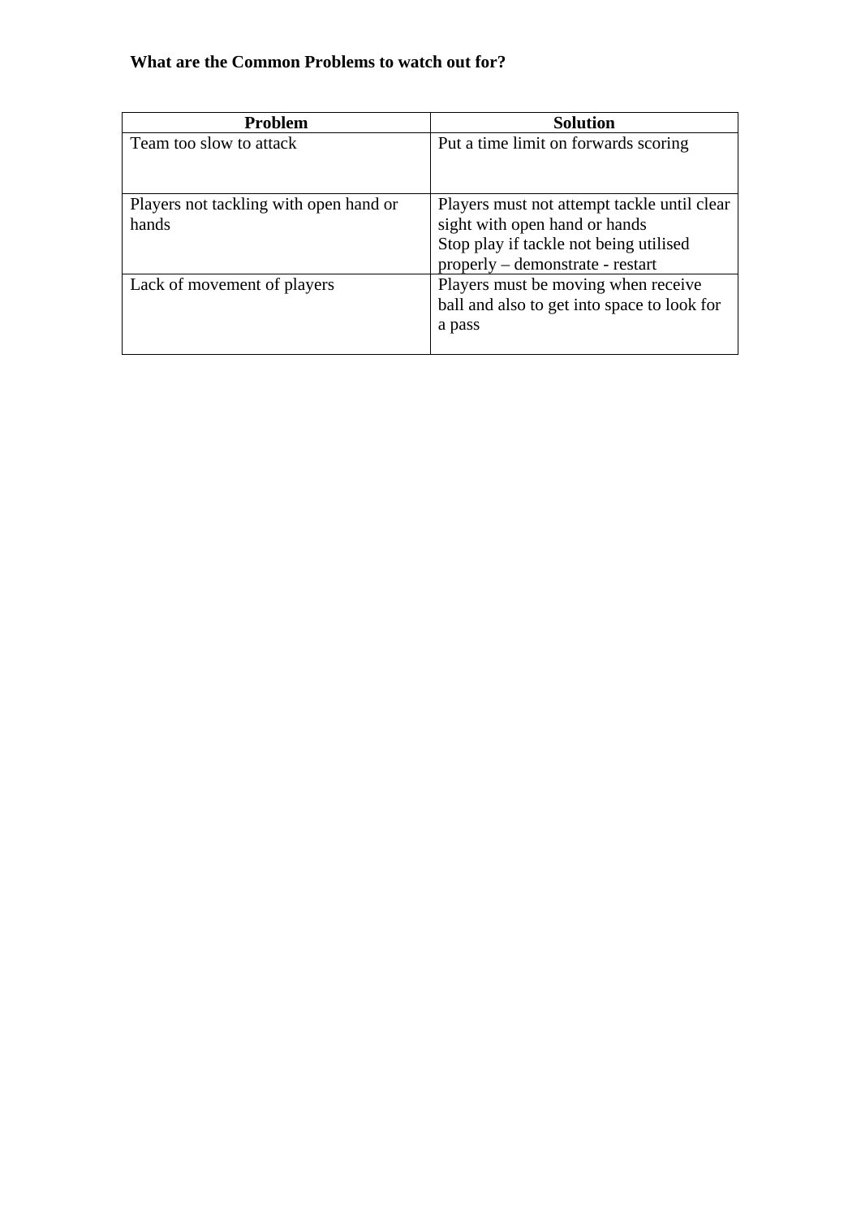**What are the Common Problems to watch out for?**

| Problem | Solution |
|---|---|
| Team too slow to attack | Put a time limit on forwards scoring |
| Players not tackling with open hand or hands | Players must not attempt tackle until clear sight with open hand or hands<br>Stop play if tackle not being utilised properly – demonstrate - restart |
| Lack of movement of players | Players must be moving when receive ball and also to get into space to look for a pass |